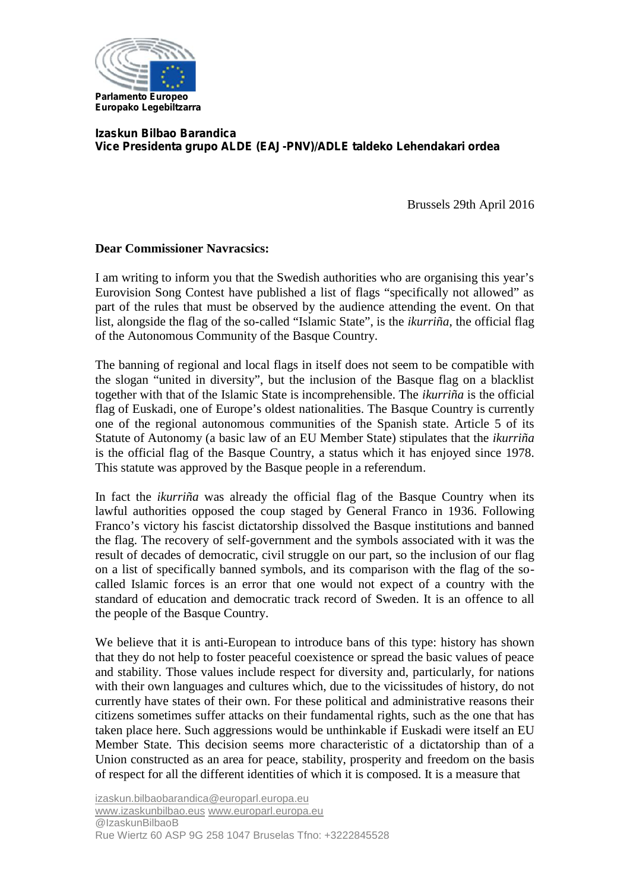**Parlamento Europeo**
**Europako Legebiltzarra**

**Izaskun Bilbao Barandica**
**Vice Presidenta grupo ALDE (EAJ-PNV)/ADLE taldeko Lehendakari ordea**

Brussels 29th April 2016

**Dear Commissioner Navracsics:**

I am writing to inform you that the Swedish authorities who are organising this year's Eurovision Song Contest have published a list of flags "specifically not allowed" as part of the rules that must be observed by the audience attending the event. On that list, alongside the flag of the so-called "Islamic State", is the *ikurriña*, the official flag of the Autonomous Community of the Basque Country.

The banning of regional and local flags in itself does not seem to be compatible with the slogan "united in diversity", but the inclusion of the Basque flag on a blacklist together with that of the Islamic State is incomprehensible. The *ikurriña* is the official flag of Euskadi, one of Europe's oldest nationalities. The Basque Country is currently one of the regional autonomous communities of the Spanish state. Article 5 of its Statute of Autonomy (a basic law of an EU Member State) stipulates that the *ikurriña* is the official flag of the Basque Country, a status which it has enjoyed since 1978. This statute was approved by the Basque people in a referendum.

In fact the *ikurriña* was already the official flag of the Basque Country when its lawful authorities opposed the coup staged by General Franco in 1936. Following Franco's victory his fascist dictatorship dissolved the Basque institutions and banned the flag. The recovery of self-government and the symbols associated with it was the result of decades of democratic, civil struggle on our part, so the inclusion of our flag on a list of specifically banned symbols, and its comparison with the flag of the so-called Islamic forces is an error that one would not expect of a country with the standard of education and democratic track record of Sweden. It is an offence to all the people of the Basque Country.

We believe that it is anti-European to introduce bans of this type: history has shown that they do not help to foster peaceful coexistence or spread the basic values of peace and stability. Those values include respect for diversity and, particularly, for nations with their own languages and cultures which, due to the vicissitudes of history, do not currently have states of their own. For these political and administrative reasons their citizens sometimes suffer attacks on their fundamental rights, such as the one that has taken place here. Such aggressions would be unthinkable if Euskadi were itself an EU Member State. This decision seems more characteristic of a dictatorship than of a Union constructed as an area for peace, stability, prosperity and freedom on the basis of respect for all the different identities of which it is composed. It is a measure that

izaskun.bilbaobarandica@europarl.europa.eu
www.izaskunbilbao.eus www.europarl.europa.eu
@IzaskunBilbaoB
Rue Wiertz 60 ASP 9G 258 1047 Bruselas Tfno: +3222845528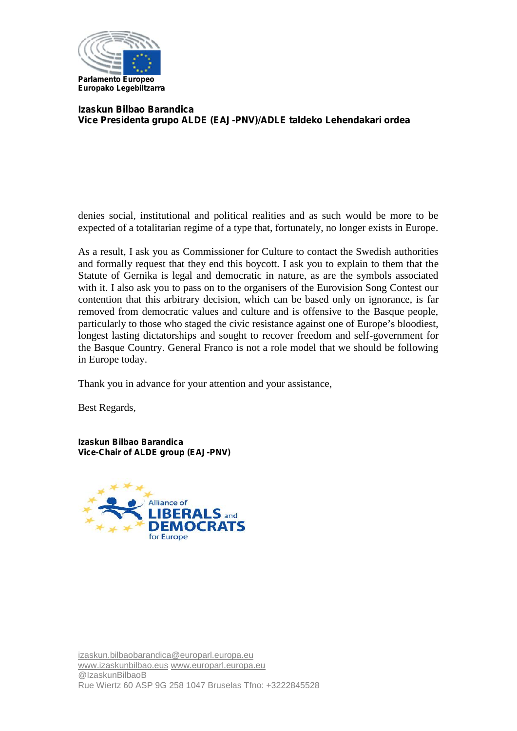**Parlamento Europeo**
**Europako Legebiltzarra**

**Izaskun Bilbao Barandica**
**Vice Presidenta grupo ALDE (EAJ-PNV)/ADLE taldeko Lehendakari ordea**

denies social, institutional and political realities and as such would be more to be expected of a totalitarian regime of a type that, fortunately, no longer exists in Europe.

As a result, I ask you as Commissioner for Culture to contact the Swedish authorities and formally request that they end this boycott. I ask you to explain to them that the Statute of Gernika is legal and democratic in nature, as are the symbols associated with it. I also ask you to pass on to the organisers of the Eurovision Song Contest our contention that this arbitrary decision, which can be based only on ignorance, is far removed from democratic values and culture and is offensive to the Basque people, particularly to those who staged the civic resistance against one of Europe's bloodiest, longest lasting dictatorships and sought to recover freedom and self-government for the Basque Country. General Franco is not a role model that we should be following in Europe today.

Thank you in advance for your attention and your assistance,

Best Regards,

**Izaskun Bilbao Barandica**
**Vice-Chair of ALDE group (EAJ-PNV)**

Alliance of LIBERALS and DEMOCRATS for Europe

izaskun.bilbaobarandica@europarl.europa.eu
www.izaskunbilbao.eus www.europarl.europa.eu
@IzaskunBilbaoB
Rue Wiertz 60 ASP 9G 258 1047 Bruselas Tfno: +3222845528